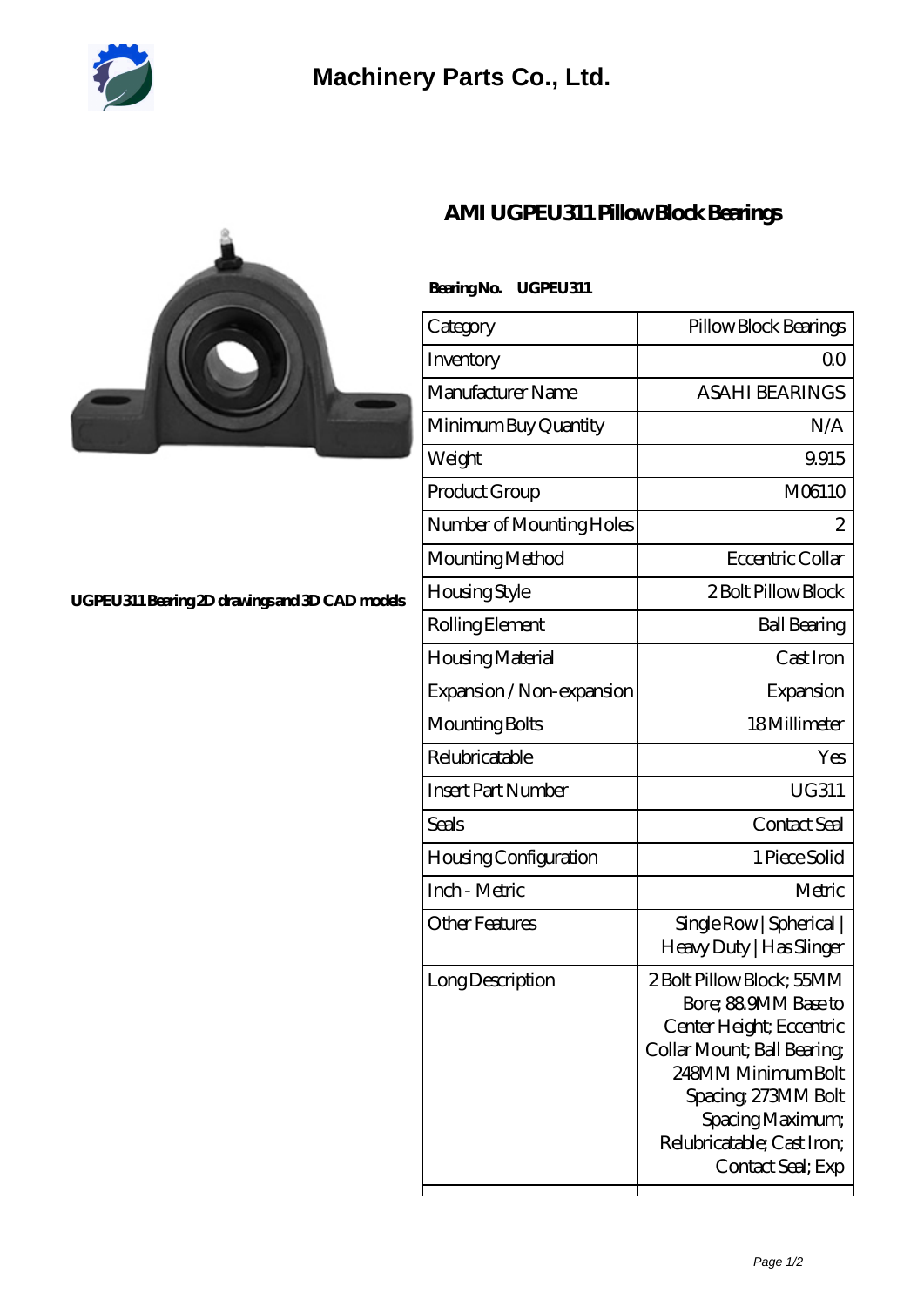# Machinery Parts Co., Ltd.

## AMI UGPEU311 Pillow Block Bearings

UGPEU311 Bearing 2D drawings and 3D CAD models

**Bearing No. UGPEU311**

| Category | Pillow Block Bearings |
| --- | --- |
| Inventory | 0.0 |
| Manufacturer Name | ASAHI BEARINGS |
| Minimum Buy Quantity | N/A |
| Weight | 9.915 |
| Product Group | M06110 |
| Number of Mounting Holes | 2 |
| Mounting Method | Eccentric Collar |
| Housing Style | 2 Bolt Pillow Block |
| Rolling Element | Ball Bearing |
| Housing Material | Cast Iron |
| Expansion / Non-expansion | Expansion |
| Mounting Bolts | 18 Millimeter |
| Relubricatable | Yes |
| Insert Part Number | UG311 |
| Seals | Contact Seal |
| Housing Configuration | 1 Piece Solid |
| Inch - Metric | Metric |
| Other Features | Single Row \| Spherical \| Heavy Duty \| Has Slinger |
| Long Description | 2 Bolt Pillow Block; 55MM Bore; 88.9MM Base to Center Height; Eccentric Collar Mount; Ball Bearing; 248MM Minimum Bolt Spacing; 273MM Bolt Spacing Maximum; Relubricatable; Cast Iron; Contact Seal; Exp |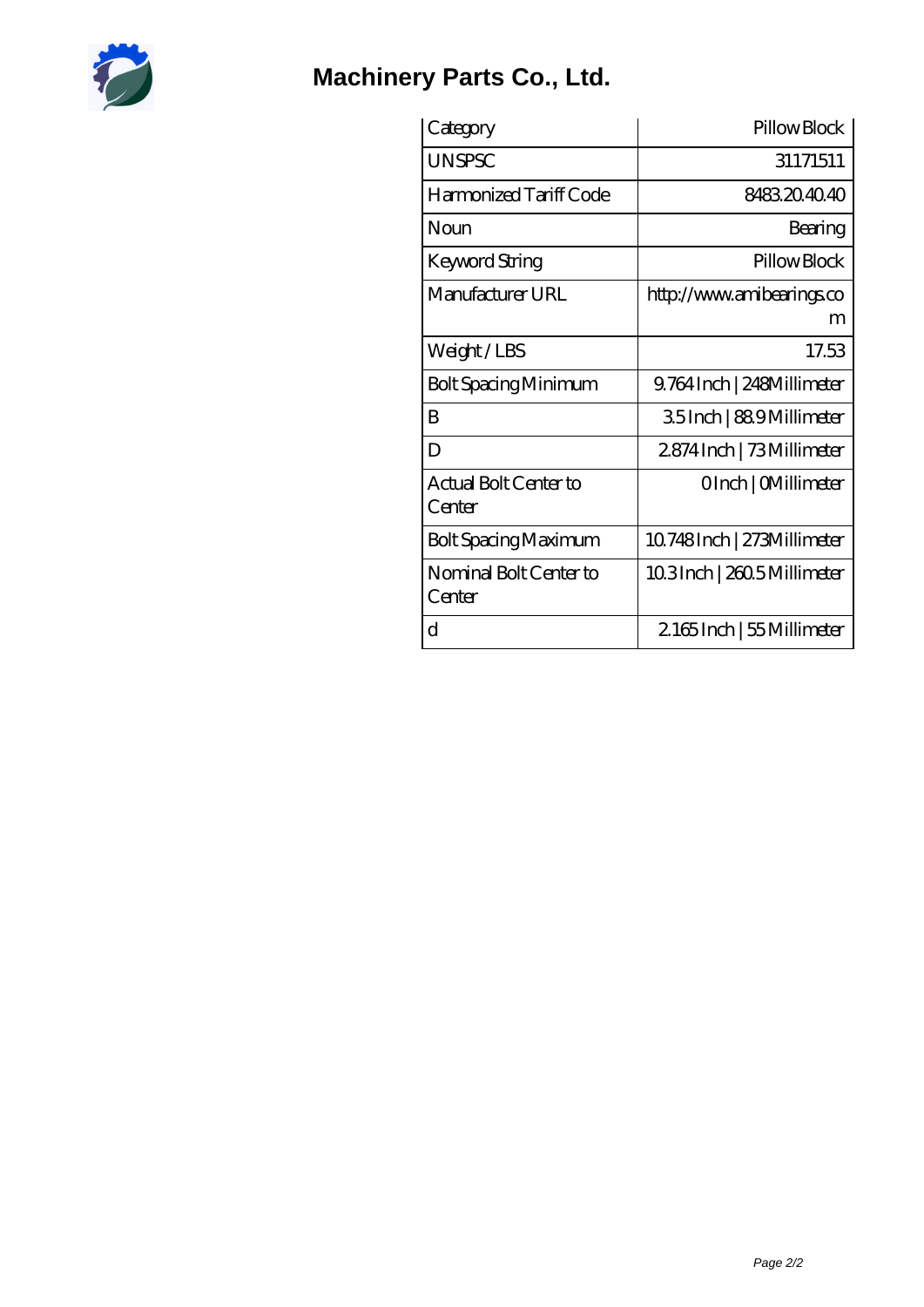# Machinery Parts Co., Ltd.

| | |
|---|---|
| Category | Pillow Block |
| UNSPSC | 31171511 |
| Harmonized Tariff Code | 8483.20.40.40 |
| Noun | Bearing |
| Keyword String | Pillow Block |
| Manufacturer URL | http://www.amibearings.com |
| Weight / LBS | 17.53 |
| Bolt Spacing Minimum | 9.764 Inch \| 248 Millimeter |
| B | 3.5 Inch \| 88.9 Millimeter |
| D | 2.874 Inch \| 73 Millimeter |
| Actual Bolt Center to Center | 0 Inch \| 0 Millimeter |
| Bolt Spacing Maximum | 10.748 Inch \| 273 Millimeter |
| Nominal Bolt Center to Center | 10.3 Inch \| 260.5 Millimeter |
| d | 2.165 Inch \| 55 Millimeter |